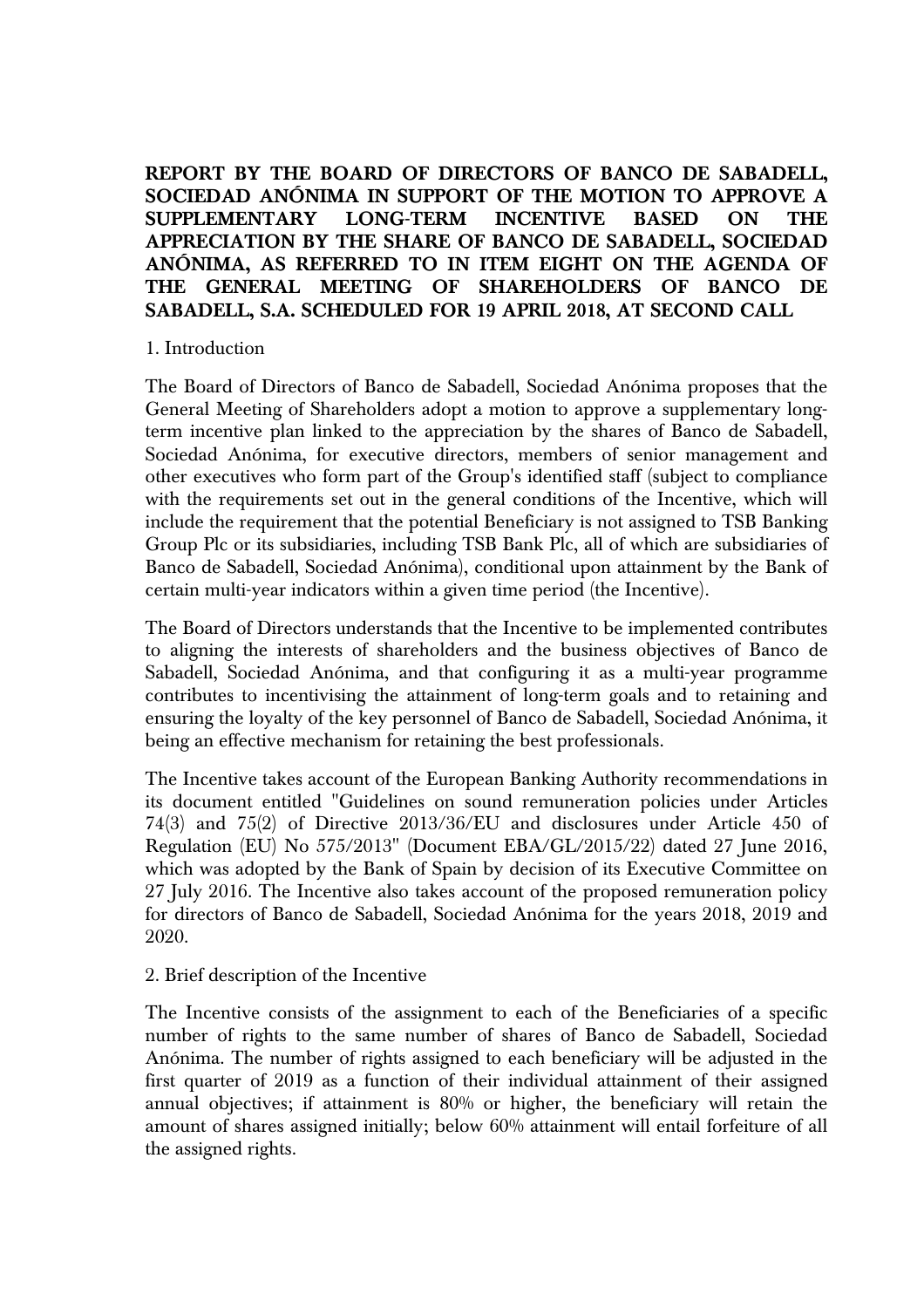**REPORT BY THE BOARD OF DIRECTORS OF BANCO DE SABADELL, SOCIEDAD ANÓNIMA IN SUPPORT OF THE MOTION TO APPROVE A SUPPLEMENTARY LONG-TERM INCENTIVE BASED ON THE APPRECIATION BY THE SHARE OF BANCO DE SABADELL, SOCIEDAD ANÓNIMA, AS REFERRED TO IN ITEM EIGHT ON THE AGENDA OF THE GENERAL MEETING OF SHAREHOLDERS OF BANCO DE SABADELL, S.A. SCHEDULED FOR 19 APRIL 2018, AT SECOND CALL**

1. Introduction

The Board of Directors of Banco de Sabadell, Sociedad Anónima proposes that the General Meeting of Shareholders adopt a motion to approve a supplementary long-term incentive plan linked to the appreciation by the shares of Banco de Sabadell, Sociedad Anónima, for executive directors, members of senior management and other executives who form part of the Group's identified staff (subject to compliance with the requirements set out in the general conditions of the Incentive, which will include the requirement that the potential Beneficiary is not assigned to TSB Banking Group Plc or its subsidiaries, including TSB Bank Plc, all of which are subsidiaries of Banco de Sabadell, Sociedad Anónima), conditional upon attainment by the Bank of certain multi-year indicators within a given time period (the Incentive).

The Board of Directors understands that the Incentive to be implemented contributes to aligning the interests of shareholders and the business objectives of Banco de Sabadell, Sociedad Anónima, and that configuring it as a multi-year programme contributes to incentivising the attainment of long-term goals and to retaining and ensuring the loyalty of the key personnel of Banco de Sabadell, Sociedad Anónima, it being an effective mechanism for retaining the best professionals.

The Incentive takes account of the European Banking Authority recommendations in its document entitled "Guidelines on sound remuneration policies under Articles 74(3) and 75(2) of Directive 2013/36/EU and disclosures under Article 450 of Regulation (EU) No 575/2013" (Document EBA/GL/2015/22) dated 27 June 2016, which was adopted by the Bank of Spain by decision of its Executive Committee on 27 July 2016. The Incentive also takes account of the proposed remuneration policy for directors of Banco de Sabadell, Sociedad Anónima for the years 2018, 2019 and 2020.

2. Brief description of the Incentive

The Incentive consists of the assignment to each of the Beneficiaries of a specific number of rights to the same number of shares of Banco de Sabadell, Sociedad Anónima. The number of rights assigned to each beneficiary will be adjusted in the first quarter of 2019 as a function of their individual attainment of their assigned annual objectives; if attainment is 80% or higher, the beneficiary will retain the amount of shares assigned initially; below 60% attainment will entail forfeiture of all the assigned rights.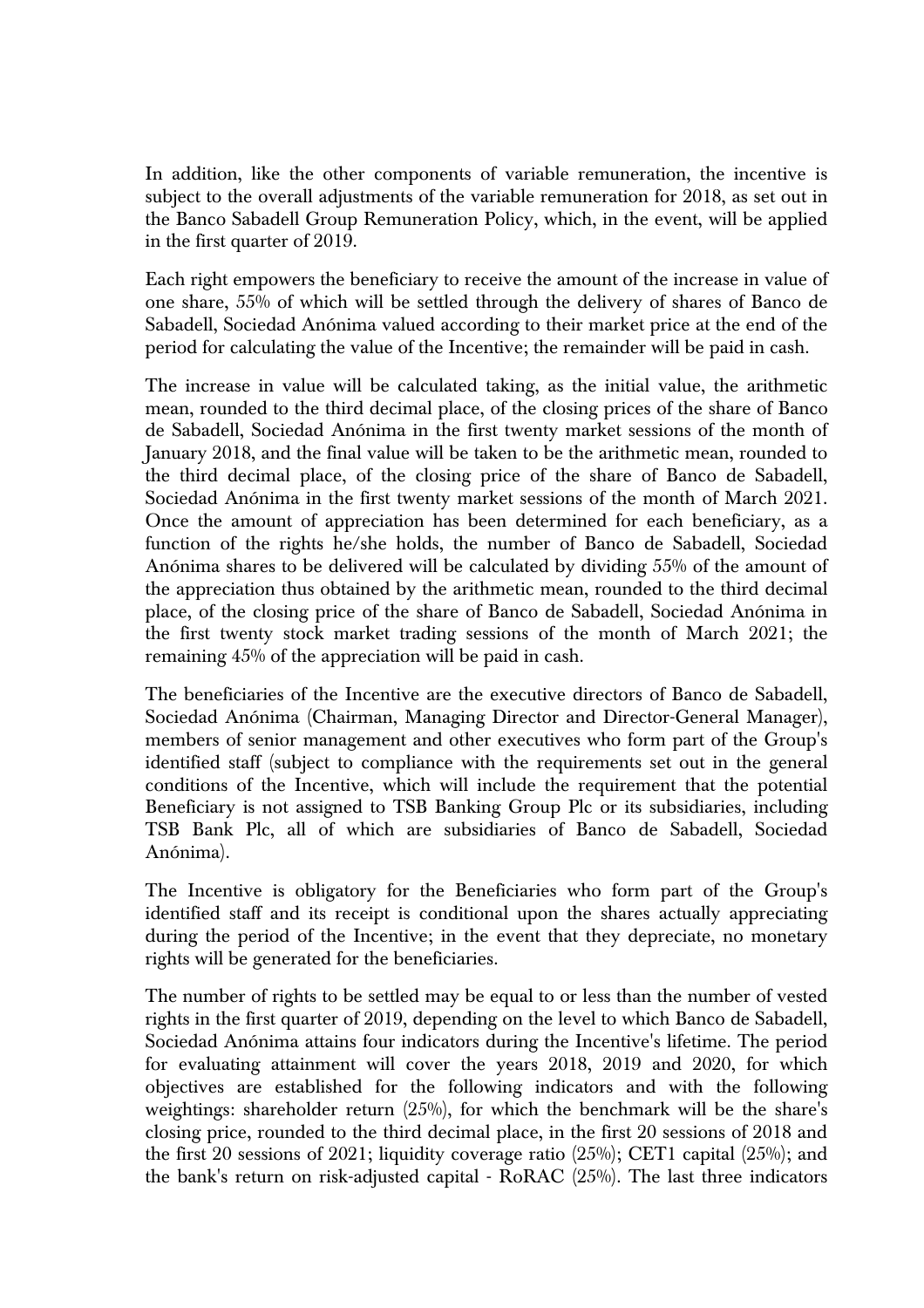In addition, like the other components of variable remuneration, the incentive is subject to the overall adjustments of the variable remuneration for 2018, as set out in the Banco Sabadell Group Remuneration Policy, which, in the event, will be applied in the first quarter of 2019.

Each right empowers the beneficiary to receive the amount of the increase in value of one share, 55% of which will be settled through the delivery of shares of Banco de Sabadell, Sociedad Anónima valued according to their market price at the end of the period for calculating the value of the Incentive; the remainder will be paid in cash.

The increase in value will be calculated taking, as the initial value, the arithmetic mean, rounded to the third decimal place, of the closing prices of the share of Banco de Sabadell, Sociedad Anónima in the first twenty market sessions of the month of January 2018, and the final value will be taken to be the arithmetic mean, rounded to the third decimal place, of the closing price of the share of Banco de Sabadell, Sociedad Anónima in the first twenty market sessions of the month of March 2021. Once the amount of appreciation has been determined for each beneficiary, as a function of the rights he/she holds, the number of Banco de Sabadell, Sociedad Anónima shares to be delivered will be calculated by dividing 55% of the amount of the appreciation thus obtained by the arithmetic mean, rounded to the third decimal place, of the closing price of the share of Banco de Sabadell, Sociedad Anónima in the first twenty stock market trading sessions of the month of March 2021; the remaining 45% of the appreciation will be paid in cash.

The beneficiaries of the Incentive are the executive directors of Banco de Sabadell, Sociedad Anónima (Chairman, Managing Director and Director-General Manager), members of senior management and other executives who form part of the Group's identified staff (subject to compliance with the requirements set out in the general conditions of the Incentive, which will include the requirement that the potential Beneficiary is not assigned to TSB Banking Group Plc or its subsidiaries, including TSB Bank Plc, all of which are subsidiaries of Banco de Sabadell, Sociedad Anónima).

The Incentive is obligatory for the Beneficiaries who form part of the Group's identified staff and its receipt is conditional upon the shares actually appreciating during the period of the Incentive; in the event that they depreciate, no monetary rights will be generated for the beneficiaries.

The number of rights to be settled may be equal to or less than the number of vested rights in the first quarter of 2019, depending on the level to which Banco de Sabadell, Sociedad Anónima attains four indicators during the Incentive's lifetime. The period for evaluating attainment will cover the years 2018, 2019 and 2020, for which objectives are established for the following indicators and with the following weightings: shareholder return (25%), for which the benchmark will be the share's closing price, rounded to the third decimal place, in the first 20 sessions of 2018 and the first 20 sessions of 2021; liquidity coverage ratio (25%); CET1 capital (25%); and the bank's return on risk-adjusted capital - RoRAC (25%). The last three indicators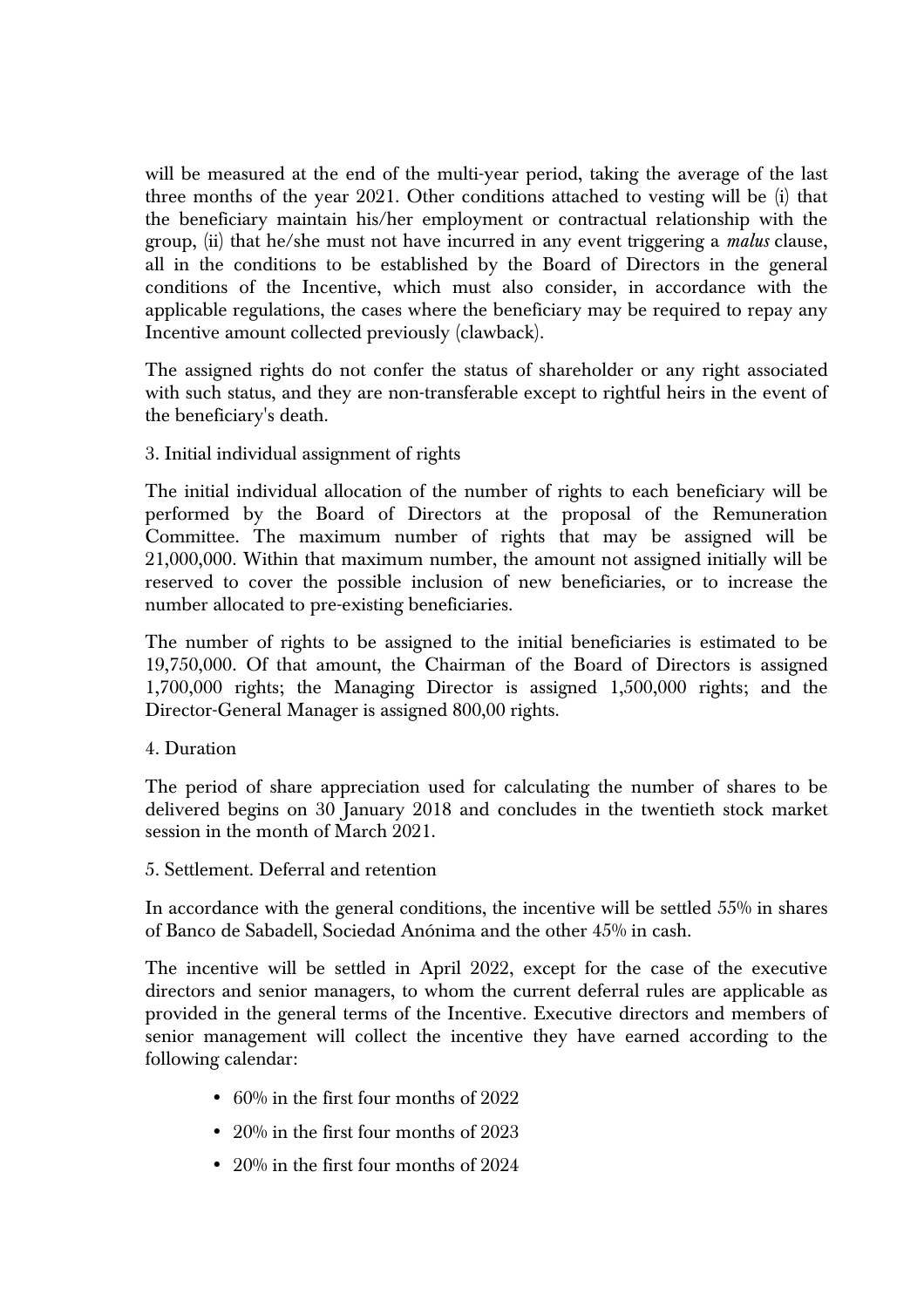will be measured at the end of the multi-year period, taking the average of the last three months of the year 2021. Other conditions attached to vesting will be (i) that the beneficiary maintain his/her employment or contractual relationship with the group, (ii) that he/she must not have incurred in any event triggering a *malus* clause, all in the conditions to be established by the Board of Directors in the general conditions of the Incentive, which must also consider, in accordance with the applicable regulations, the cases where the beneficiary may be required to repay any Incentive amount collected previously (clawback).

The assigned rights do not confer the status of shareholder or any right associated with such status, and they are non-transferable except to rightful heirs in the event of the beneficiary's death.

3. Initial individual assignment of rights

The initial individual allocation of the number of rights to each beneficiary will be performed by the Board of Directors at the proposal of the Remuneration Committee. The maximum number of rights that may be assigned will be 21,000,000. Within that maximum number, the amount not assigned initially will be reserved to cover the possible inclusion of new beneficiaries, or to increase the number allocated to pre-existing beneficiaries.

The number of rights to be assigned to the initial beneficiaries is estimated to be 19,750,000. Of that amount, the Chairman of the Board of Directors is assigned 1,700,000 rights; the Managing Director is assigned 1,500,000 rights; and the Director-General Manager is assigned 800,00 rights.

4. Duration

The period of share appreciation used for calculating the number of shares to be delivered begins on 30 January 2018 and concludes in the twentieth stock market session in the month of March 2021.

5. Settlement. Deferral and retention

In accordance with the general conditions, the incentive will be settled 55% in shares of Banco de Sabadell, Sociedad Anónima and the other 45% in cash.

The incentive will be settled in April 2022, except for the case of the executive directors and senior managers, to whom the current deferral rules are applicable as provided in the general terms of the Incentive. Executive directors and members of senior management will collect the incentive they have earned according to the following calendar:

- 60% in the first four months of 2022
- 20% in the first four months of 2023
- 20% in the first four months of 2024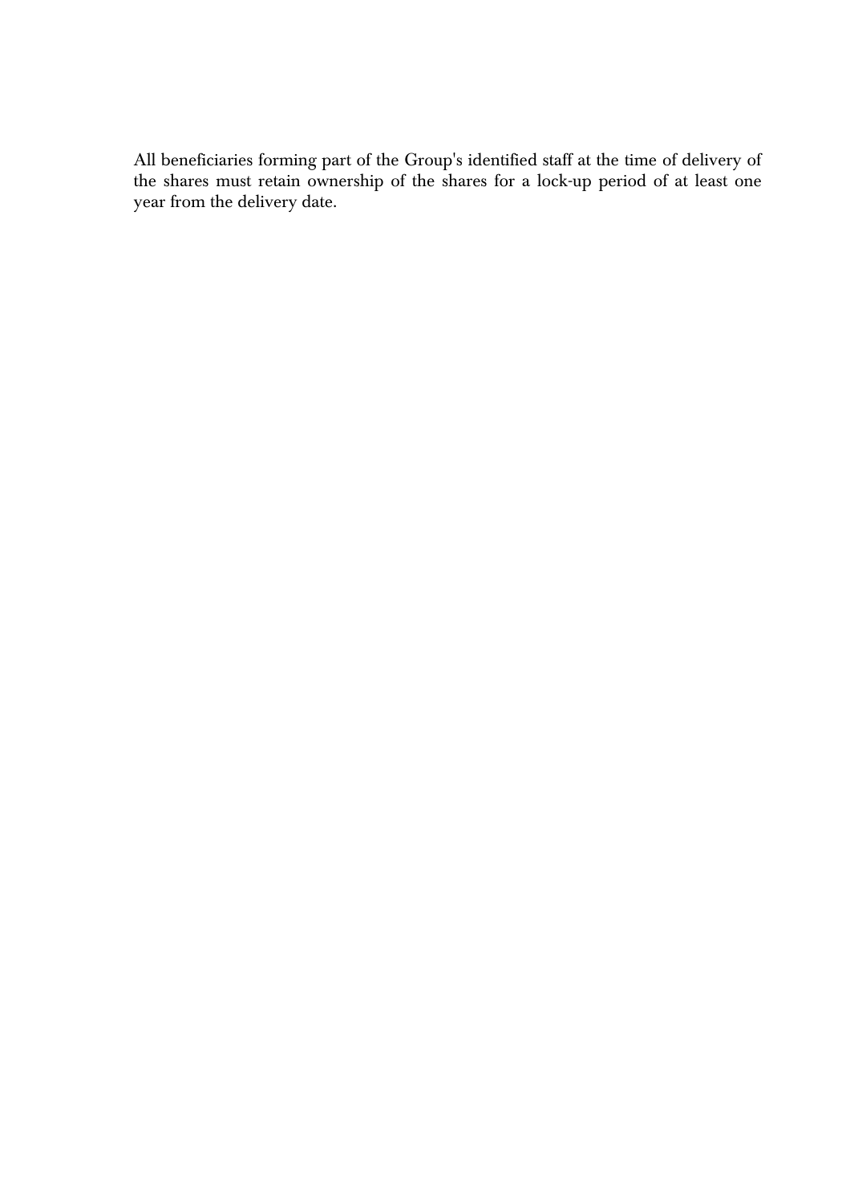All beneficiaries forming part of the Group's identified staff at the time of delivery of the shares must retain ownership of the shares for a lock-up period of at least one year from the delivery date.